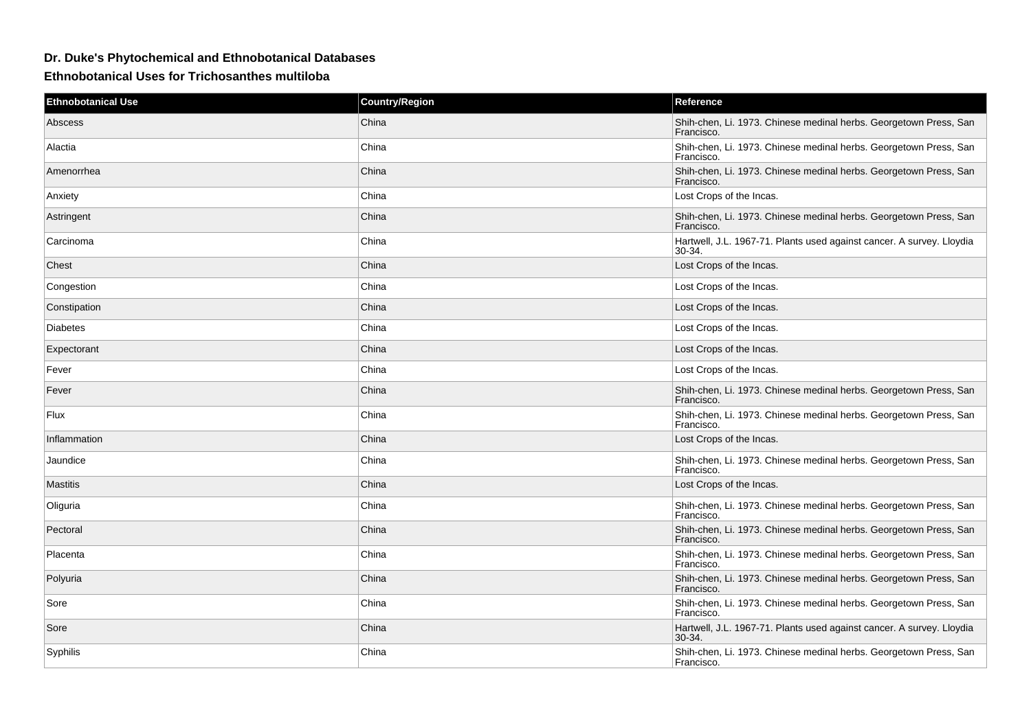## Dr. Duke's Phytochemical and Ethnobotanical Databases

### Ethnobotanical Uses for Trichosanthes multiloba

| Ethnobotanical Use | Country/Region | Reference |
|---|---|---|
| Abscess | China | Shih-chen, Li. 1973. Chinese medinal herbs. Georgetown Press, San Francisco. |
| Alactia | China | Shih-chen, Li. 1973. Chinese medinal herbs. Georgetown Press, San Francisco. |
| Amenorrhea | China | Shih-chen, Li. 1973. Chinese medinal herbs. Georgetown Press, San Francisco. |
| Anxiety | China | Lost Crops of the Incas. |
| Astringent | China | Shih-chen, Li. 1973. Chinese medinal herbs. Georgetown Press, San Francisco. |
| Carcinoma | China | Hartwell, J.L. 1967-71. Plants used against cancer. A survey. Lloydia 30-34. |
| Chest | China | Lost Crops of the Incas. |
| Congestion | China | Lost Crops of the Incas. |
| Constipation | China | Lost Crops of the Incas. |
| Diabetes | China | Lost Crops of the Incas. |
| Expectorant | China | Lost Crops of the Incas. |
| Fever | China | Lost Crops of the Incas. |
| Fever | China | Shih-chen, Li. 1973. Chinese medinal herbs. Georgetown Press, San Francisco. |
| Flux | China | Shih-chen, Li. 1973. Chinese medinal herbs. Georgetown Press, San Francisco. |
| Inflammation | China | Lost Crops of the Incas. |
| Jaundice | China | Shih-chen, Li. 1973. Chinese medinal herbs. Georgetown Press, San Francisco. |
| Mastitis | China | Lost Crops of the Incas. |
| Oliguria | China | Shih-chen, Li. 1973. Chinese medinal herbs. Georgetown Press, San Francisco. |
| Pectoral | China | Shih-chen, Li. 1973. Chinese medinal herbs. Georgetown Press, San Francisco. |
| Placenta | China | Shih-chen, Li. 1973. Chinese medinal herbs. Georgetown Press, San Francisco. |
| Polyuria | China | Shih-chen, Li. 1973. Chinese medinal herbs. Georgetown Press, San Francisco. |
| Sore | China | Shih-chen, Li. 1973. Chinese medinal herbs. Georgetown Press, San Francisco. |
| Sore | China | Hartwell, J.L. 1967-71. Plants used against cancer. A survey. Lloydia 30-34. |
| Syphilis | China | Shih-chen, Li. 1973. Chinese medinal herbs. Georgetown Press, San Francisco. |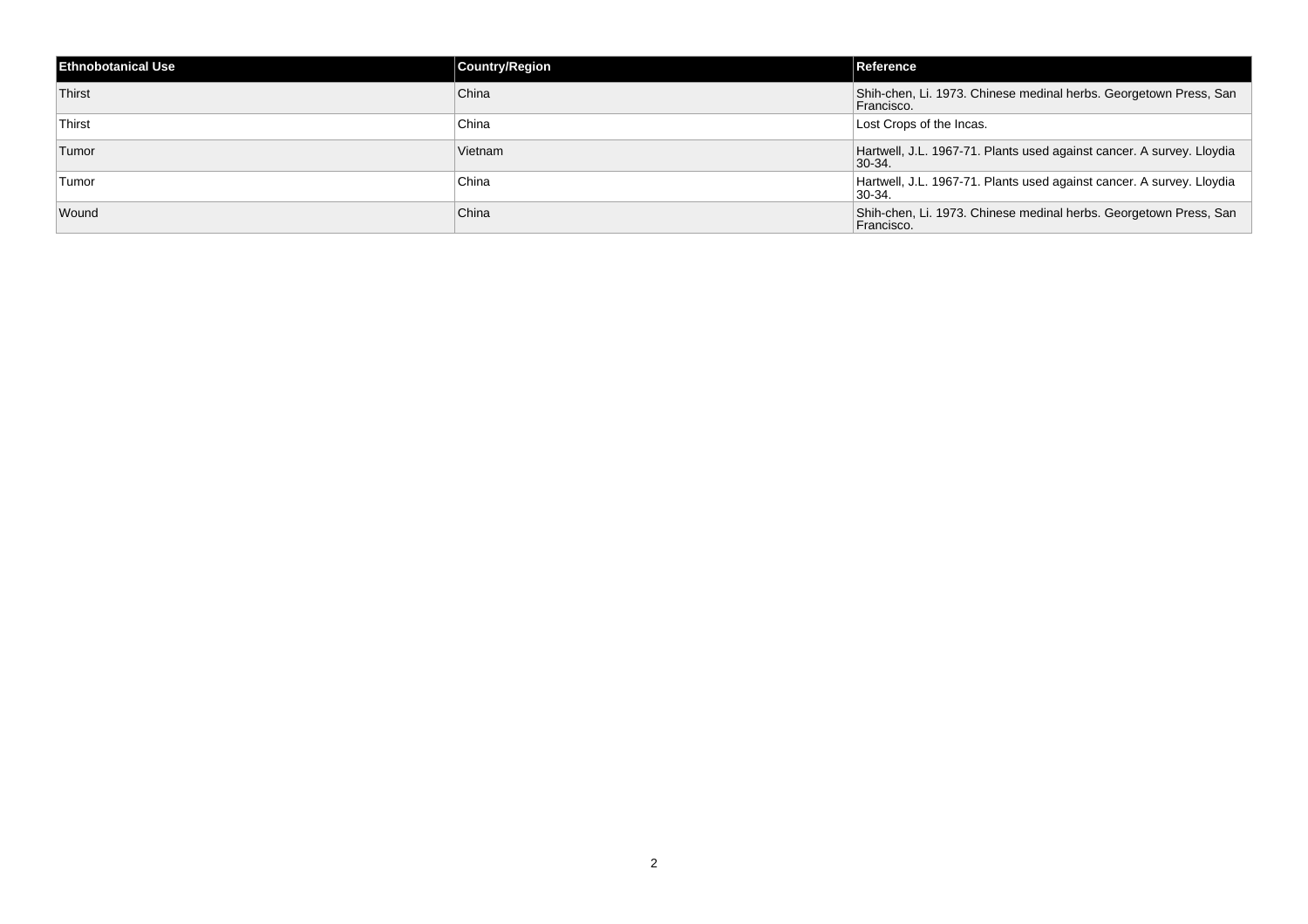| Ethnobotanical Use | Country/Region | Reference |
|---|---|---|
| Thirst | China | Shih-chen, Li. 1973. Chinese medinal herbs. Georgetown Press, San Francisco. |
| Thirst | China | Lost Crops of the Incas. |
| Tumor | Vietnam | Hartwell, J.L. 1967-71. Plants used against cancer. A survey. Lloydia 30-34. |
| Tumor | China | Hartwell, J.L. 1967-71. Plants used against cancer. A survey. Lloydia 30-34. |
| Wound | China | Shih-chen, Li. 1973. Chinese medinal herbs. Georgetown Press, San Francisco. |